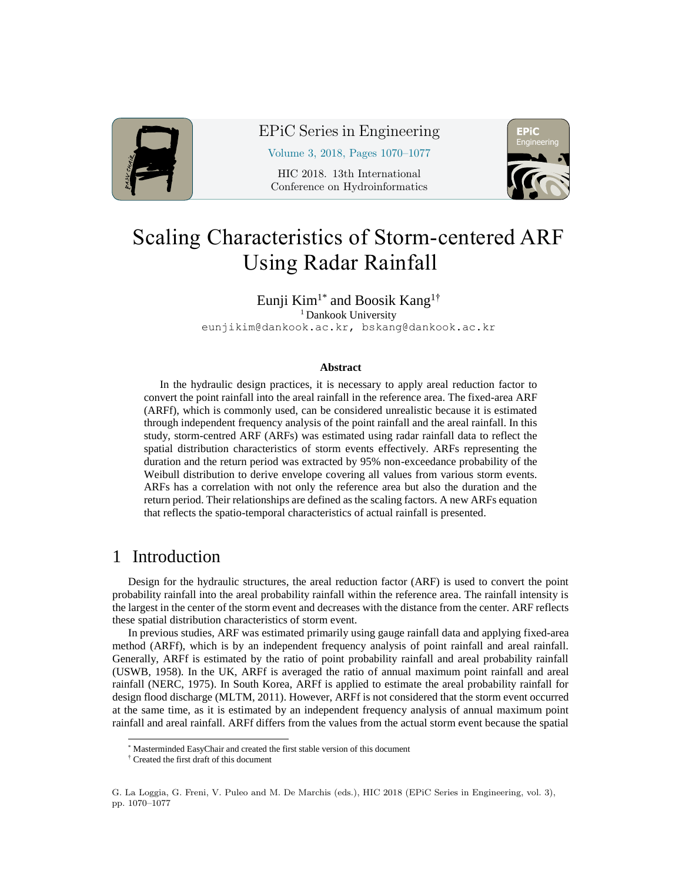# Scaling Characteristics of Storm-centered ARF Using Radar Rainfall

Eunji Kim[1*] and Boosik Kang[1†]

[1] Dankook University

eunjikim@dankook.ac.kr, bskang@dankook.ac.kr

### Abstract

In the hydraulic design practices, it is necessary to apply areal reduction factor to convert the point rainfall into the areal rainfall in the reference area. The fixed-area ARF (ARFf), which is commonly used, can be considered unrealistic because it is estimated through independent frequency analysis of the point rainfall and the areal rainfall. In this study, storm-centred ARF (ARFs) was estimated using radar rainfall data to reflect the spatial distribution characteristics of storm events effectively. ARFs representing the duration and the return period was extracted by 95% non-exceedance probability of the Weibull distribution to derive envelope covering all values from various storm events. ARFs has a correlation with not only the reference area but also the duration and the return period. Their relationships are defined as the scaling factors. A new ARFs equation that reflects the spatio-temporal characteristics of actual rainfall is presented.

## 1 Introduction

Design for the hydraulic structures, the areal reduction factor (ARF) is used to convert the point probability rainfall into the areal probability rainfall within the reference area. The rainfall intensity is the largest in the center of the storm event and decreases with the distance from the center. ARF reflects these spatial distribution characteristics of storm event.

In previous studies, ARF was estimated primarily using gauge rainfall data and applying fixed-area method (ARFf), which is by an independent frequency analysis of point rainfall and areal rainfall. Generally, ARFf is estimated by the ratio of point probability rainfall and areal probability rainfall (USWB, 1958). In the UK, ARFf is averaged the ratio of annual maximum point rainfall and areal rainfall (NERC, 1975). In South Korea, ARFf is applied to estimate the areal probability rainfall for design flood discharge (MLTM, 2011). However, ARFf is not considered that the storm event occurred at the same time, as it is estimated by an independent frequency analysis of annual maximum point rainfall and areal rainfall. ARFf differs from the values from the actual storm event because the spatial

---

[*] Masterminded EasyChair and created the first stable version of this document

[†] Created the first draft of this document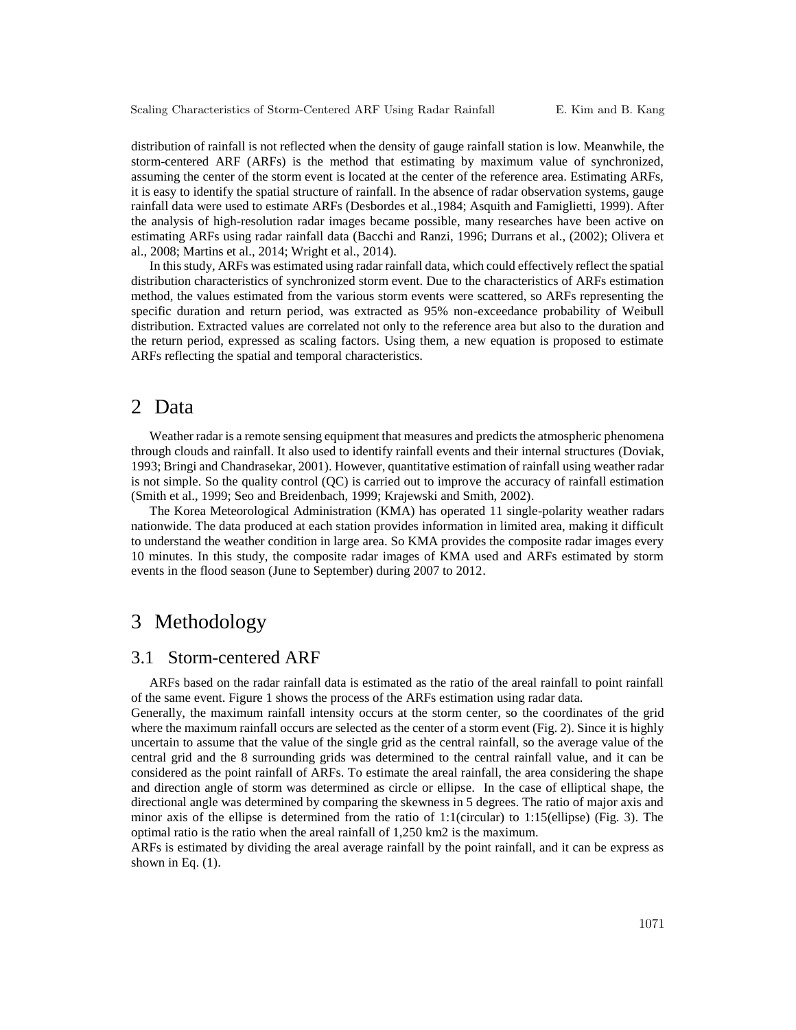distribution of rainfall is not reflected when the density of gauge rainfall station is low. Meanwhile, the storm-centered ARF (ARFs) is the method that estimating by maximum value of synchronized, assuming the center of the storm event is located at the center of the reference area. Estimating ARFs, it is easy to identify the spatial structure of rainfall. In the absence of radar observation systems, gauge rainfall data were used to estimate ARFs (Desbordes et al.,1984; Asquith and Famiglietti, 1999). After the analysis of high-resolution radar images became possible, many researches have been active on estimating ARFs using radar rainfall data (Bacchi and Ranzi, 1996; Durrans et al., (2002); Olivera et al., 2008; Martins et al., 2014; Wright et al., 2014).

In this study, ARFs was estimated using radar rainfall data, which could effectively reflect the spatial distribution characteristics of synchronized storm event. Due to the characteristics of ARFs estimation method, the values estimated from the various storm events were scattered, so ARFs representing the specific duration and return period, was extracted as 95% non-exceedance probability of Weibull distribution. Extracted values are correlated not only to the reference area but also to the duration and the return period, expressed as scaling factors. Using them, a new equation is proposed to estimate ARFs reflecting the spatial and temporal characteristics.

# 2 Data

Weather radar is a remote sensing equipment that measures and predicts the atmospheric phenomena through clouds and rainfall. It also used to identify rainfall events and their internal structures (Doviak, 1993; Bringi and Chandrasekar, 2001). However, quantitative estimation of rainfall using weather radar is not simple. So the quality control (QC) is carried out to improve the accuracy of rainfall estimation (Smith et al., 1999; Seo and Breidenbach, 1999; Krajewski and Smith, 2002).

The Korea Meteorological Administration (KMA) has operated 11 single-polarity weather radars nationwide. The data produced at each station provides information in limited area, making it difficult to understand the weather condition in large area. So KMA provides the composite radar images every 10 minutes. In this study, the composite radar images of KMA used and ARFs estimated by storm events in the flood season (June to September) during 2007 to 2012.

# 3 Methodology

## 3.1 Storm-centered ARF

ARFs based on the radar rainfall data is estimated as the ratio of the areal rainfall to point rainfall of the same event. Figure 1 shows the process of the ARFs estimation using radar data.

Generally, the maximum rainfall intensity occurs at the storm center, so the coordinates of the grid where the maximum rainfall occurs are selected as the center of a storm event (Fig. 2). Since it is highly uncertain to assume that the value of the single grid as the central rainfall, so the average value of the central grid and the 8 surrounding grids was determined to the central rainfall value, and it can be considered as the point rainfall of ARFs. To estimate the areal rainfall, the area considering the shape and direction angle of storm was determined as circle or ellipse. In the case of elliptical shape, the directional angle was determined by comparing the skewness in 5 degrees. The ratio of major axis and minor axis of the ellipse is determined from the ratio of 1:1(circular) to 1:15(ellipse) (Fig. 3). The optimal ratio is the ratio when the areal rainfall of 1,250 km2 is the maximum.

ARFs is estimated by dividing the areal average rainfall by the point rainfall, and it can be express as shown in Eq. (1).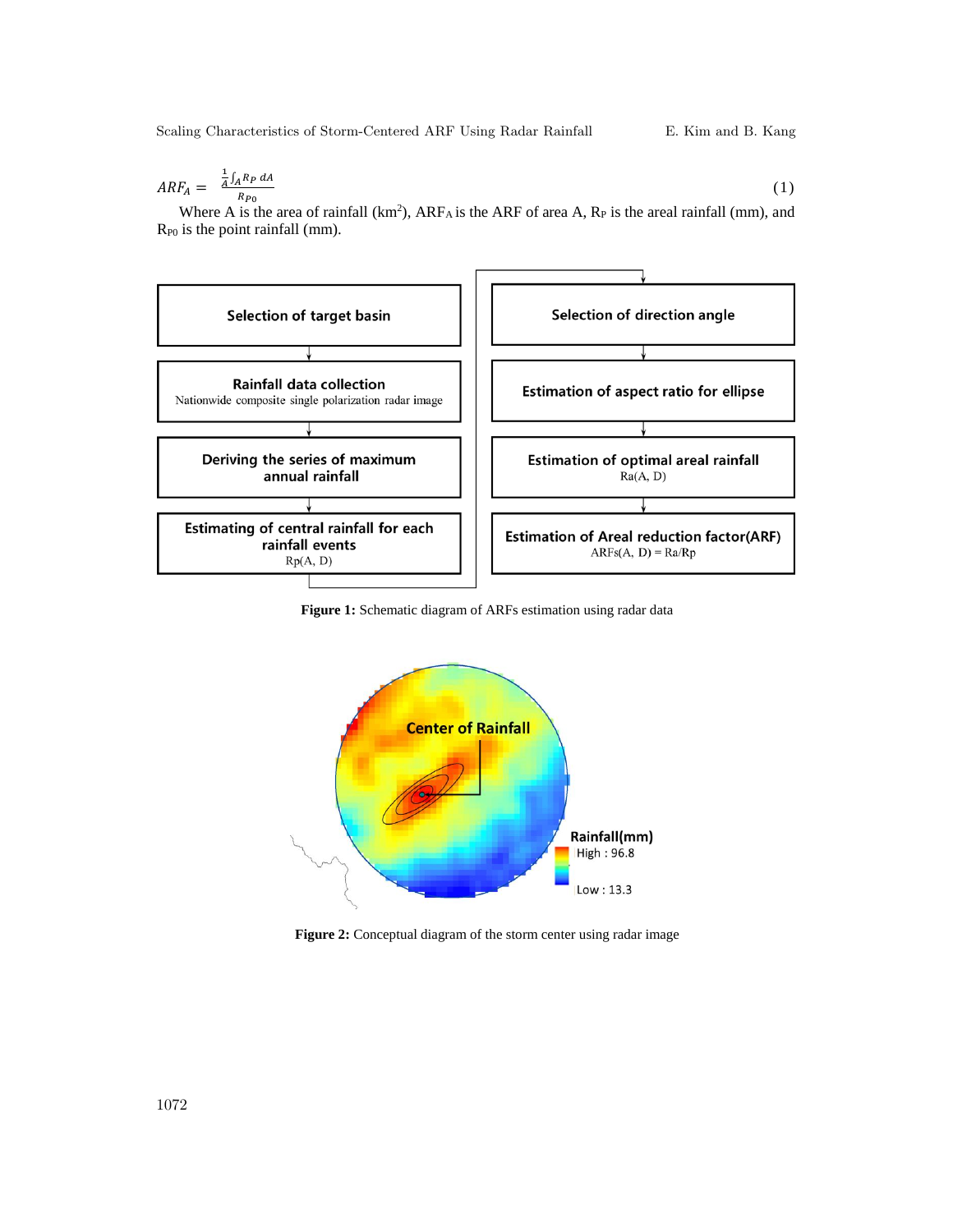$$ARF_A = \frac{\frac{1}{A}\int_A R_P \, dA}{R_{P0}} \tag{1}$$

Where A is the area of rainfall (km$^2$), $ARF_A$ is the ARF of area A, $R_P$ is the areal rainfall (mm), and $R_{P0}$ is the point rainfall (mm).

1. **Selection of target basin**
2. **Rainfall data collection**
   Nationwide composite single polarization radar image
3. **Deriving the series of maximum annual rainfall**
4. **Estimating of central rainfall for each rainfall events**
   Rp(A, D)
5. **Selection of direction angle**
6. **Estimation of aspect ratio for ellipse**
7. **Estimation of optimal areal rainfall**
   Ra(A, D)
8. **Estimation of Areal reduction factor(ARF)**
   ARFs(A, D) = Ra/Rp

**Figure 1:** Schematic diagram of ARFs estimation using radar data

**Figure 2:** Conceptual diagram of the storm center using radar image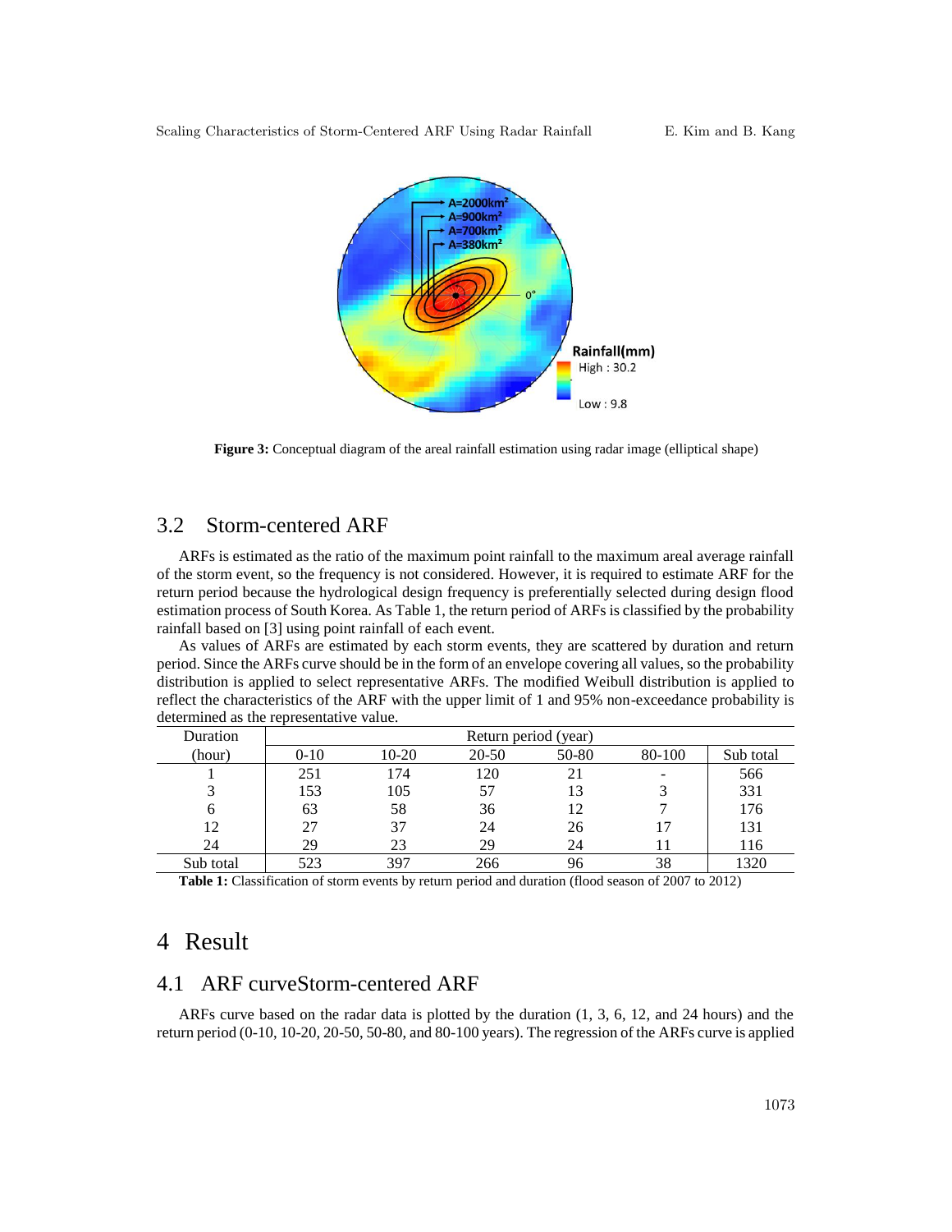Figure 3: Conceptual diagram of the areal rainfall estimation using radar image (elliptical shape)

## 3.2 Storm-centered ARF

ARFs is estimated as the ratio of the maximum point rainfall to the maximum areal average rainfall of the storm event, so the frequency is not considered. However, it is required to estimate ARF for the return period because the hydrological design frequency is preferentially selected during design flood estimation process of South Korea. As Table 1, the return period of ARFs is classified by the probability rainfall based on [3] using point rainfall of each event.

As values of ARFs are estimated by each storm events, they are scattered by duration and return period. Since the ARFs curve should be in the form of an envelope covering all values, so the probability distribution is applied to select representative ARFs. The modified Weibull distribution is applied to reflect the characteristics of the ARF with the upper limit of 1 and 95% non-exceedance probability is determined as the representative value.

| Duration | Return period (year) | | | | | |
|---|---|---|---|---|---|---|
| (hour) | 0-10 | 10-20 | 20-50 | 50-80 | 80-100 | Sub total |
| 1 | 251 | 174 | 120 | 21 | - | 566 |
| 3 | 153 | 105 | 57 | 13 | 3 | 331 |
| 6 | 63 | 58 | 36 | 12 | 7 | 176 |
| 12 | 27 | 37 | 24 | 26 | 17 | 131 |
| 24 | 29 | 23 | 29 | 24 | 11 | 116 |
| Sub total | 523 | 397 | 266 | 96 | 38 | 1320 |

**Table 1:** Classification of storm events by return period and duration (flood season of 2007 to 2012)

# 4 Result

## 4.1 ARF curveStorm-centered ARF

ARFs curve based on the radar data is plotted by the duration (1, 3, 6, 12, and 24 hours) and the return period (0-10, 10-20, 20-50, 50-80, and 80-100 years). The regression of the ARFs curve is applied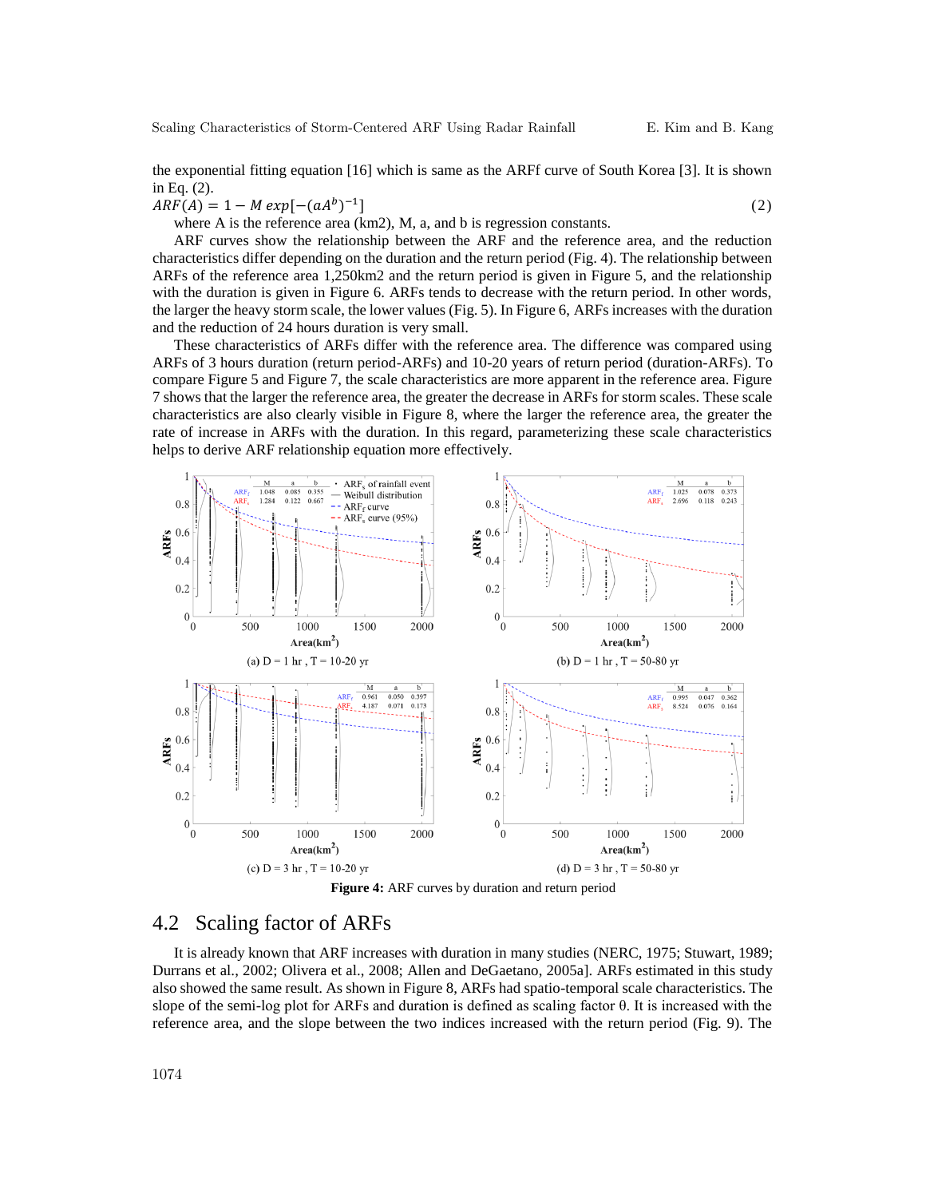the exponential fitting equation [16] which is same as the ARFf curve of South Korea [3]. It is shown in Eq. (2).

$$ARF(A) = 1 - M\,exp[-(aA^b)^{-1}] \quad (2)$$

where A is the reference area (km2), M, a, and b is regression constants.

ARF curves show the relationship between the ARF and the reference area, and the reduction characteristics differ depending on the duration and the return period (Fig. 4). The relationship between ARFs of the reference area 1,250km2 and the return period is given in Figure 5, and the relationship with the duration is given in Figure 6. ARFs tends to decrease with the return period. In other words, the larger the heavy storm scale, the lower values (Fig. 5). In Figure 6, ARFs increases with the duration and the reduction of 24 hours duration is very small.

These characteristics of ARFs differ with the reference area. The difference was compared using ARFs of 3 hours duration (return period-ARFs) and 10-20 years of return period (duration-ARFs). To compare Figure 5 and Figure 7, the scale characteristics are more apparent in the reference area. Figure 7 shows that the larger the reference area, the greater the decrease in ARFs for storm scales. These scale characteristics are also clearly visible in Figure 8, where the larger the reference area, the greater the rate of increase in ARFs with the duration. In this regard, parameterizing these scale characteristics helps to derive ARF relationship equation more effectively.

**Figure 4:** ARF curves by duration and return period

## 4.2 Scaling factor of ARFs

It is already known that ARF increases with duration in many studies (NERC, 1975; Stuwart, 1989; Durrans et al., 2002; Olivera et al., 2008; Allen and DeGaetano, 2005a]. ARFs estimated in this study also showed the same result. As shown in Figure 8, ARFs had spatio-temporal scale characteristics. The slope of the semi-log plot for ARFs and duration is defined as scaling factor θ. It is increased with the reference area, and the slope between the two indices increased with the return period (Fig. 9). The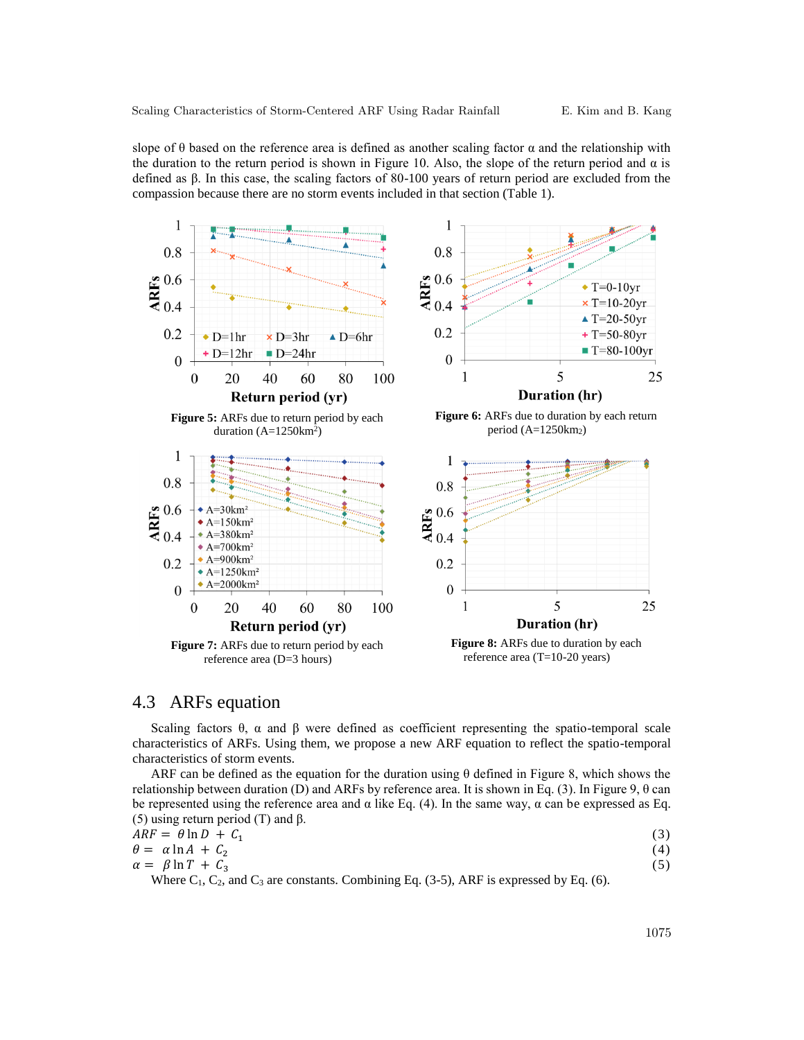slope of θ based on the reference area is defined as another scaling factor α and the relationship with the duration to the return period is shown in Figure 10. Also, the slope of the return period and α is defined as β. In this case, the scaling factors of 80-100 years of return period are excluded from the compassion because there are no storm events included in that section (Table 1).

**Figure 5:** ARFs due to return period by each duration ($A=1250km^2$)

**Figure 6:** ARFs due to duration by each return period ($A=1250km_2$)

**Figure 7:** ARFs due to return period by each reference area (D=3 hours)

**Figure 8:** ARFs due to duration by each reference area (T=10-20 years)

## 4.3 ARFs equation

Scaling factors θ, α and β were defined as coefficient representing the spatio-temporal scale characteristics of ARFs. Using them, we propose a new ARF equation to reflect the spatio-temporal characteristics of storm events.

ARF can be defined as the equation for the duration using θ defined in Figure 8, which shows the relationship between duration (D) and ARFs by reference area. It is shown in Eq. (3). In Figure 9, θ can be represented using the reference area and α like Eq. (4). In the same way, α can be expressed as Eq. (5) using return period (T) and β.

$$ARF = \theta \ln D + C_1 \tag{3}$$

$$\theta = \alpha \ln A + C_2 \tag{4}$$

$$\alpha = \beta \ln T + C_3 \tag{5}$$

Where $C_1$, $C_2$, and $C_3$ are constants. Combining Eq. (3-5), ARF is expressed by Eq. (6).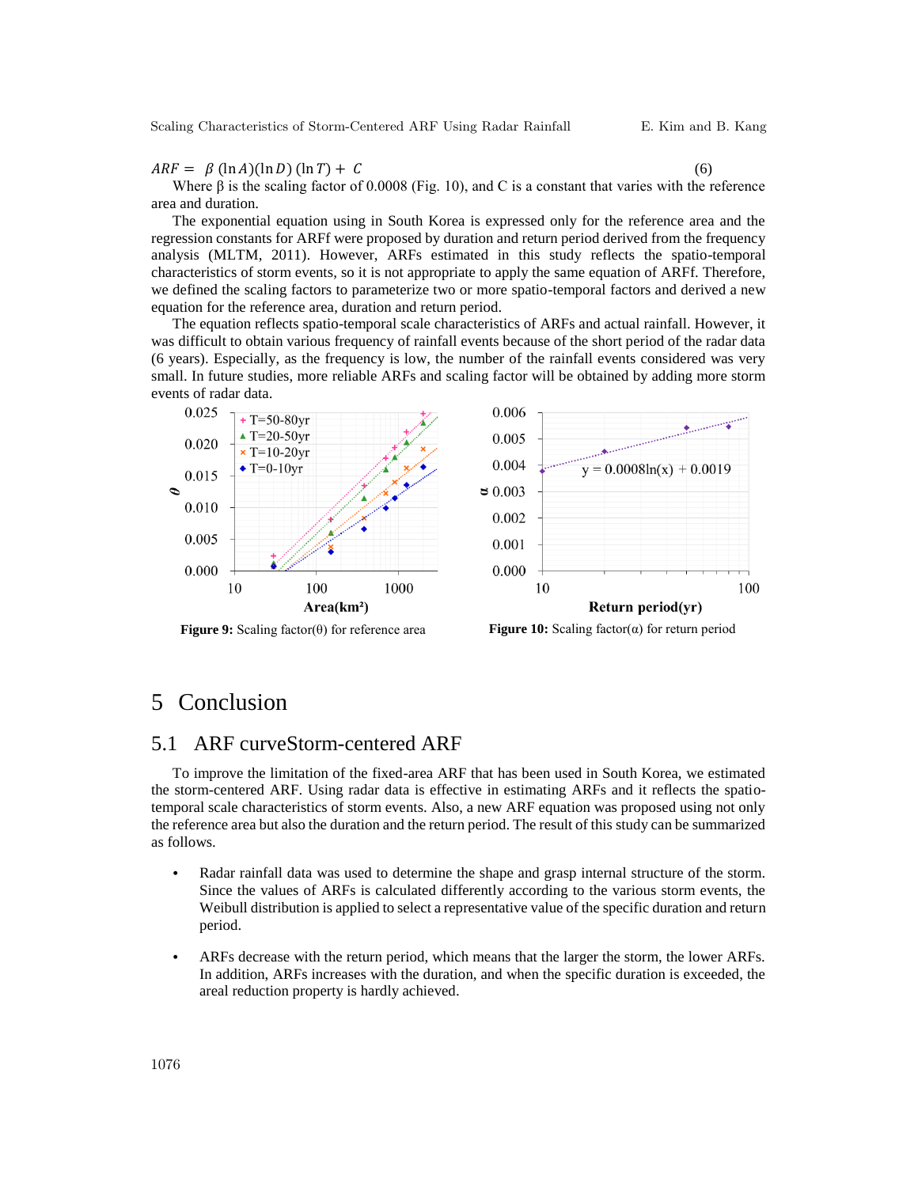$$ARF = \beta(\ln A)(\ln D)(\ln T) + C \quad (6)$$

Where β is the scaling factor of 0.0008 (Fig. 10), and C is a constant that varies with the reference area and duration.

The exponential equation using in South Korea is expressed only for the reference area and the regression constants for ARFf were proposed by duration and return period derived from the frequency analysis (MLTM, 2011). However, ARFs estimated in this study reflects the spatio-temporal characteristics of storm events, so it is not appropriate to apply the same equation of ARFf. Therefore, we defined the scaling factors to parameterize two or more spatio-temporal factors and derived a new equation for the reference area, duration and return period.

The equation reflects spatio-temporal scale characteristics of ARFs and actual rainfall. However, it was difficult to obtain various frequency of rainfall events because of the short period of the radar data (6 years). Especially, as the frequency is low, the number of the rainfall events considered was very small. In future studies, more reliable ARFs and scaling factor will be obtained by adding more storm events of radar data.

**Figure 9:** Scaling factor(θ) for reference area

**Figure 10:** Scaling factor(α) for return period

# 5 Conclusion

## 5.1 ARF curveStorm-centered ARF

To improve the limitation of the fixed-area ARF that has been used in South Korea, we estimated the storm-centered ARF. Using radar data is effective in estimating ARFs and it reflects the spatio-temporal scale characteristics of storm events. Also, a new ARF equation was proposed using not only the reference area but also the duration and the return period. The result of this study can be summarized as follows.

- Radar rainfall data was used to determine the shape and grasp internal structure of the storm. Since the values of ARFs is calculated differently according to the various storm events, the Weibull distribution is applied to select a representative value of the specific duration and return period.

- ARFs decrease with the return period, which means that the larger the storm, the lower ARFs. In addition, ARFs increases with the duration, and when the specific duration is exceeded, the areal reduction property is hardly achieved.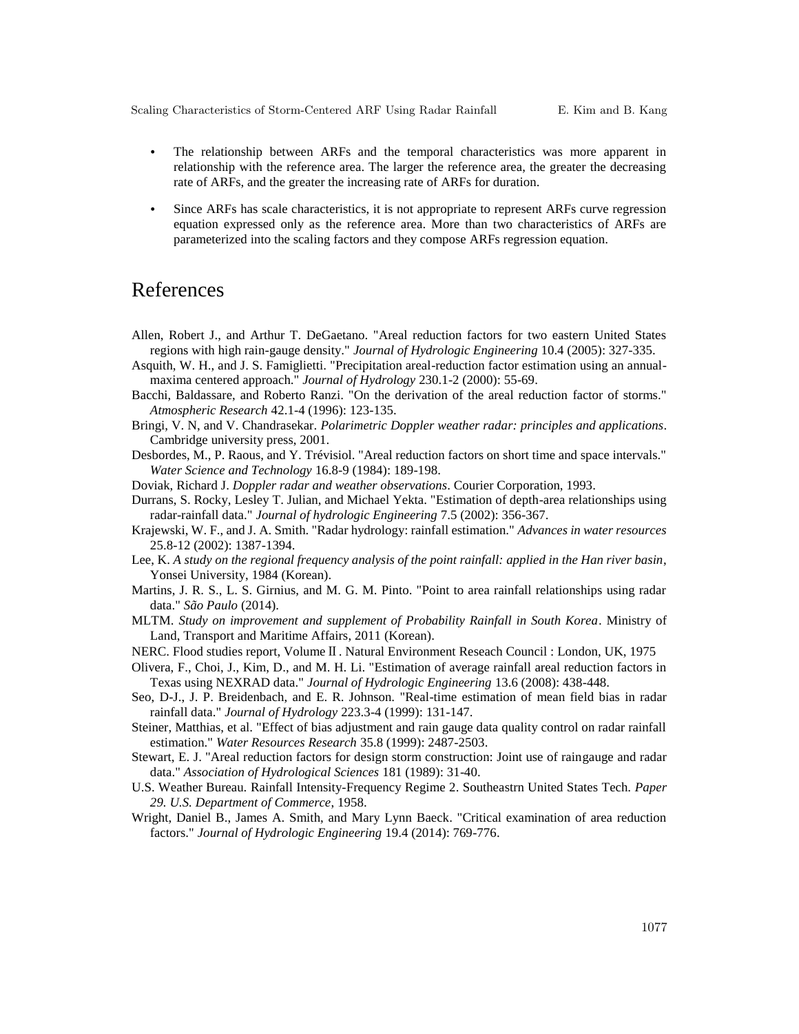- The relationship between ARFs and the temporal characteristics was more apparent in relationship with the reference area. The larger the reference area, the greater the decreasing rate of ARFs, and the greater the increasing rate of ARFs for duration.

- Since ARFs has scale characteristics, it is not appropriate to represent ARFs curve regression equation expressed only as the reference area. More than two characteristics of ARFs are parameterized into the scaling factors and they compose ARFs regression equation.

# References

Allen, Robert J., and Arthur T. DeGaetano. "Areal reduction factors for two eastern United States regions with high rain-gauge density." *Journal of Hydrologic Engineering* 10.4 (2005): 327-335.

Asquith, W. H., and J. S. Famiglietti. "Precipitation areal-reduction factor estimation using an annual-maxima centered approach." *Journal of Hydrology* 230.1-2 (2000): 55-69.

Bacchi, Baldassare, and Roberto Ranzi. "On the derivation of the areal reduction factor of storms." *Atmospheric Research* 42.1-4 (1996): 123-135.

Bringi, V. N, and V. Chandrasekar. *Polarimetric Doppler weather radar: principles and applications*. Cambridge university press, 2001.

Desbordes, M., P. Raous, and Y. Trévisiol. "Areal reduction factors on short time and space intervals." *Water Science and Technology* 16.8-9 (1984): 189-198.

Doviak, Richard J. *Doppler radar and weather observations*. Courier Corporation, 1993.

Durrans, S. Rocky, Lesley T. Julian, and Michael Yekta. "Estimation of depth-area relationships using radar-rainfall data." *Journal of hydrologic Engineering* 7.5 (2002): 356-367.

Krajewski, W. F., and J. A. Smith. "Radar hydrology: rainfall estimation." *Advances in water resources* 25.8-12 (2002): 1387-1394.

Lee, K. *A study on the regional frequency analysis of the point rainfall: applied in the Han river basin*, Yonsei University, 1984 (Korean).

Martins, J. R. S., L. S. Girnius, and M. G. M. Pinto. "Point to area rainfall relationships using radar data." *São Paulo* (2014).

MLTM. *Study on improvement and supplement of Probability Rainfall in South Korea*. Ministry of Land, Transport and Maritime Affairs, 2011 (Korean).

NERC. Flood studies report, Volume Ⅱ. Natural Environment Reseach Council : London, UK, 1975

Olivera, F., Choi, J., Kim, D., and M. H. Li. "Estimation of average rainfall areal reduction factors in Texas using NEXRAD data." *Journal of Hydrologic Engineering* 13.6 (2008): 438-448.

Seo, D-J., J. P. Breidenbach, and E. R. Johnson. "Real-time estimation of mean field bias in radar rainfall data." *Journal of Hydrology* 223.3-4 (1999): 131-147.

Steiner, Matthias, et al. "Effect of bias adjustment and rain gauge data quality control on radar rainfall estimation." *Water Resources Research* 35.8 (1999): 2487-2503.

Stewart, E. J. "Areal reduction factors for design storm construction: Joint use of raingauge and radar data." *Association of Hydrological Sciences* 181 (1989): 31-40.

U.S. Weather Bureau. Rainfall Intensity-Frequency Regime 2. Southeastrn United States Tech. *Paper 29. U.S. Department of Commerce*, 1958.

Wright, Daniel B., James A. Smith, and Mary Lynn Baeck. "Critical examination of area reduction factors." *Journal of Hydrologic Engineering* 19.4 (2014): 769-776.